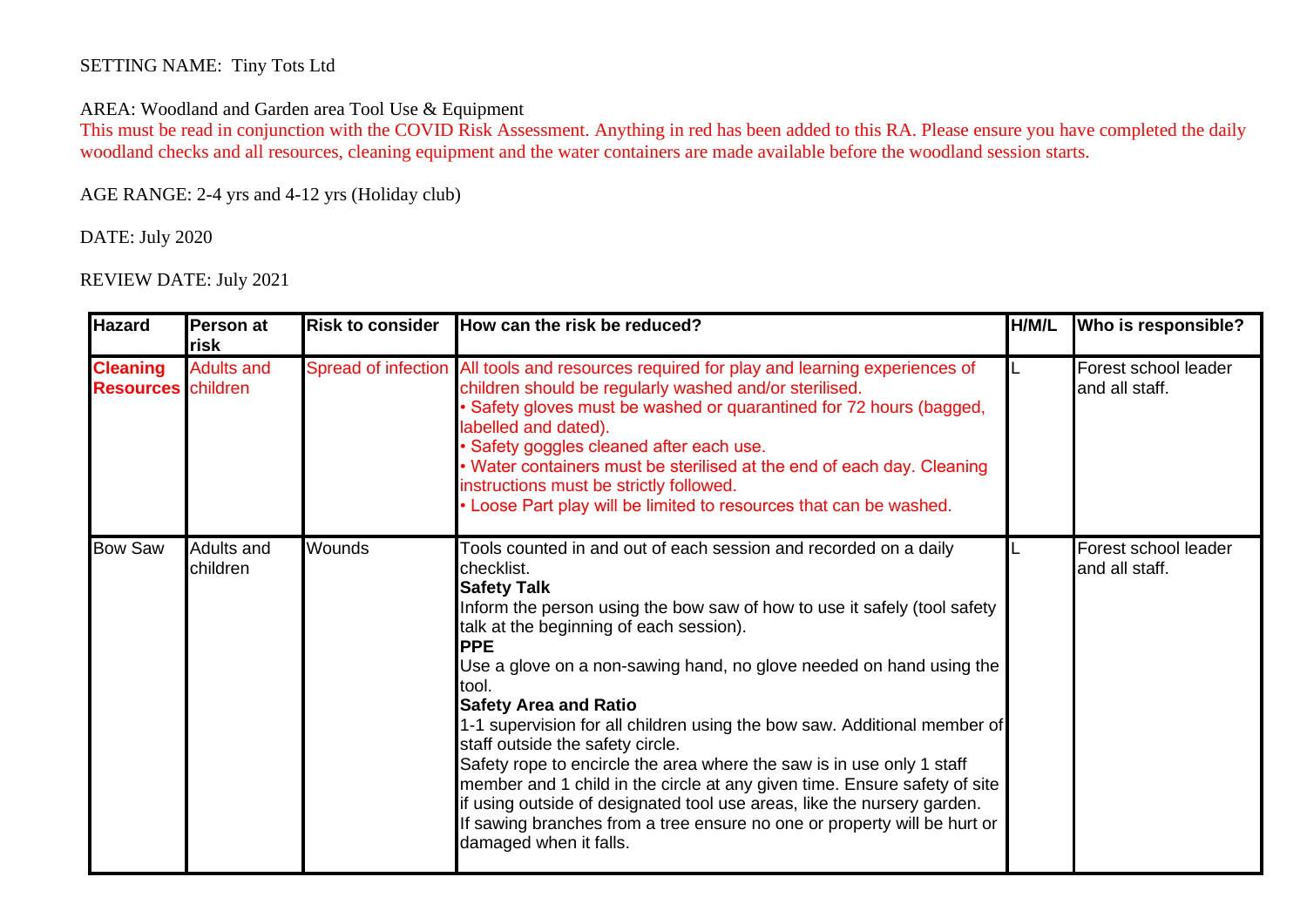SETTING NAME: Tiny Tots Ltd

AREA: Woodland and Garden area Tool Use & Equipment

This must be read in conjunction with the COVID Risk Assessment. Anything in red has been added to this RA. Please ensure you have completed the daily woodland checks and all resources, cleaning equipment and the water containers are made available before the woodland session starts.

AGE RANGE: 2-4 yrs and 4-12 yrs (Holiday club)

DATE: July 2020

REVIEW DATE: July 2021

| Hazard | Person at risk | Risk to consider | How can the risk be reduced? | H/M/L | Who is responsible? |
|---|---|---|---|---|---|
| **Cleaning Resources** | Adults and children | Spread of infection | All tools and resources required for play and learning experiences of children should be regularly washed and/or sterilised.<br>• Safety gloves must be washed or quarantined for 72 hours (bagged, labelled and dated).<br>• Safety goggles cleaned after each use.<br>• Water containers must be sterilised at the end of each day. Cleaning instructions must be strictly followed.<br>• Loose Part play will be limited to resources that can be washed. | L | Forest school leader and all staff. |
| Bow Saw | Adults and children | Wounds | Tools counted in and out of each session and recorded on a daily checklist.<br>**Safety Talk**<br>Inform the person using the bow saw of how to use it safely (tool safety talk at the beginning of each session).<br>**PPE**<br>Use a glove on a non-sawing hand, no glove needed on hand using the tool.<br>**Safety Area and Ratio**<br>1-1 supervision for all children using the bow saw. Additional member of staff outside the safety circle.<br>Safety rope to encircle the area where the saw is in use only 1 staff member and 1 child in the circle at any given time. Ensure safety of site if using outside of designated tool use areas, like the nursery garden.<br>If sawing branches from a tree ensure no one or property will be hurt or damaged when it falls. | L | Forest school leader and all staff. |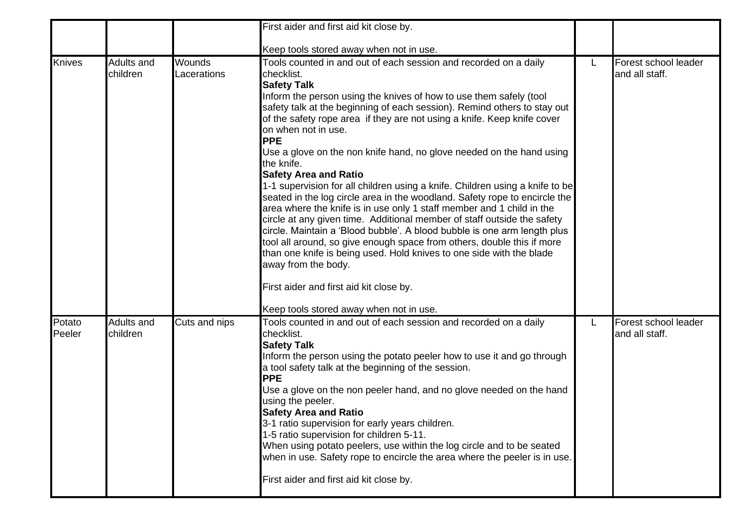| | | | | | |
|---|---|---|---|---|---|
| | | | First aider and first aid kit close by.<br><br>Keep tools stored away when not in use. | | |
| Knives | Adults and children | Wounds Lacerations | Tools counted in and out of each session and recorded on a daily checklist.<br>**Safety Talk**<br>Inform the person using the knives of how to use them safely (tool safety talk at the beginning of each session). Remind others to stay out of the safety rope area if they are not using a knife. Keep knife cover on when not in use.<br>**PPE**<br>Use a glove on the non knife hand, no glove needed on the hand using the knife.<br>**Safety Area and Ratio**<br>1-1 supervision for all children using a knife. Children using a knife to be seated in the log circle area in the woodland. Safety rope to encircle the area where the knife is in use only 1 staff member and 1 child in the circle at any given time. Additional member of staff outside the safety circle. Maintain a 'Blood bubble'. A blood bubble is one arm length plus tool all around, so give enough space from others, double this if more than one knife is being used. Hold knives to one side with the blade away from the body.<br><br>First aider and first aid kit close by.<br><br>Keep tools stored away when not in use. | L | Forest school leader and all staff. |
| Potato Peeler | Adults and children | Cuts and nips | Tools counted in and out of each session and recorded on a daily checklist.<br>**Safety Talk**<br>Inform the person using the potato peeler how to use it and go through a tool safety talk at the beginning of the session.<br>**PPE**<br>Use a glove on the non peeler hand, and no glove needed on the hand using the peeler.<br>**Safety Area and Ratio**<br>3-1 ratio supervision for early years children.<br>1-5 ratio supervision for children 5-11.<br>When using potato peelers, use within the log circle and to be seated when in use. Safety rope to encircle the area where the peeler is in use.<br><br>First aider and first aid kit close by. | L | Forest school leader and all staff. |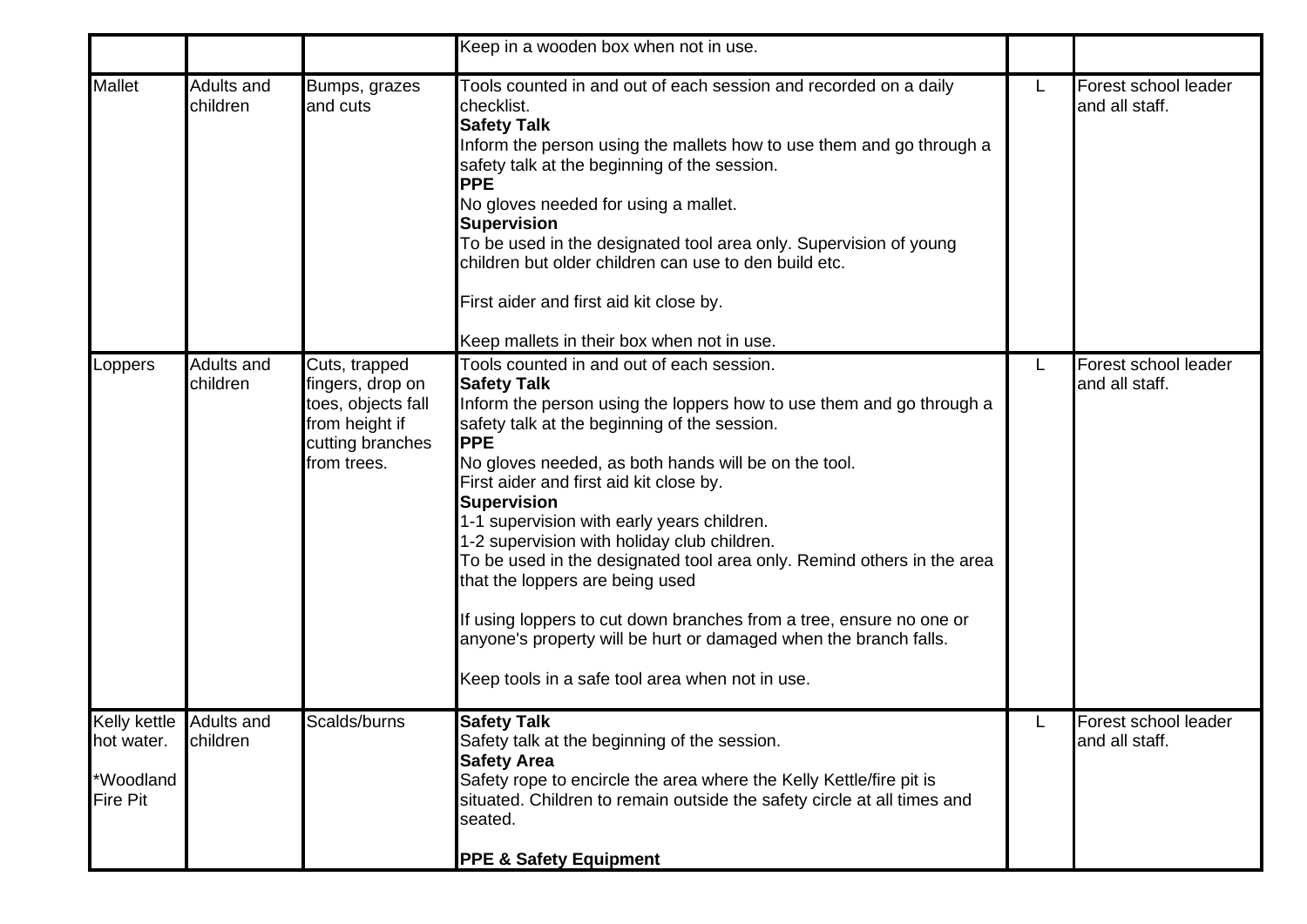| | | | | | |
|---|---|---|---|---|---|
| | | | Keep in a wooden box when not in use. | | |
| Mallet | Adults and children | Bumps, grazes and cuts | Tools counted in and out of each session and recorded on a daily checklist.<br>**Safety Talk**<br>Inform the person using the mallets how to use them and go through a safety talk at the beginning of the session.<br>**PPE**<br>No gloves needed for using a mallet.<br>**Supervision**<br>To be used in the designated tool area only. Supervision of young children but older children can use to den build etc.<br><br>First aider and first aid kit close by.<br><br>Keep mallets in their box when not in use. | L | Forest school leader and all staff. |
| Loppers | Adults and children | Cuts, trapped fingers, drop on toes, objects fall from height if cutting branches from trees. | Tools counted in and out of each session.<br>**Safety Talk**<br>Inform the person using the loppers how to use them and go through a safety talk at the beginning of the session.<br>**PPE**<br>No gloves needed, as both hands will be on the tool.<br>First aider and first aid kit close by.<br>**Supervision**<br>1-1 supervision with early years children.<br>1-2 supervision with holiday club children.<br>To be used in the designated tool area only. Remind others in the area that the loppers are being used<br><br>If using loppers to cut down branches from a tree, ensure no one or anyone's property will be hurt or damaged when the branch falls.<br><br>Keep tools in a safe tool area when not in use. | L | Forest school leader and all staff. |
| Kelly kettle hot water.<br><br>*Woodland Fire Pit | Adults and children | Scalds/burns | **Safety Talk**<br>Safety talk at the beginning of the session.<br>**Safety Area**<br>Safety rope to encircle the area where the Kelly Kettle/fire pit is situated. Children to remain outside the safety circle at all times and seated.<br><br>**PPE & Safety Equipment** | L | Forest school leader and all staff. |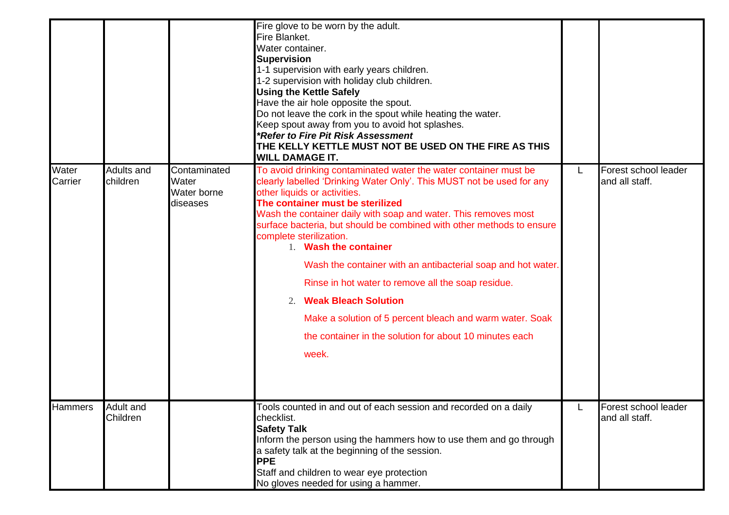| | | | | | |
|---|---|---|---|---|---|
| | | | Fire glove to be worn by the adult.<br>Fire Blanket.<br>Water container.<br>**Supervision**<br>1-1 supervision with early years children.<br>1-2 supervision with holiday club children.<br>**Using the Kettle Safely**<br>Have the air hole opposite the spout.<br>Do not leave the cork in the spout while heating the water.<br>Keep spout away from you to avoid hot splashes.<br>***Refer to Fire Pit Risk Assessment***<br>**THE KELLY KETTLE MUST NOT BE USED ON THE FIRE AS THIS WILL DAMAGE IT.** | | |
| Water Carrier | Adults and children | Contaminated Water<br>Water borne diseases | To avoid drinking contaminated water the water container must be clearly labelled 'Drinking Water Only'. This MUST not be used for any other liquids or activities.<br>**The container must be sterilized**<br>Wash the container daily with soap and water. This removes most surface bacteria, but should be combined with other methods to ensure complete sterilization.<br>1. **Wash the container**<br>Wash the container with an antibacterial soap and hot water.<br>Rinse in hot water to remove all the soap residue.<br>2. **Weak Bleach Solution**<br>Make a solution of 5 percent bleach and warm water. Soak the container in the solution for about 10 minutes each week. | L | Forest school leader and all staff. |
| Hammers | Adult and Children | | Tools counted in and out of each session and recorded on a daily checklist.<br>**Safety Talk**<br>Inform the person using the hammers how to use them and go through a safety talk at the beginning of the session.<br>**PPE**<br>Staff and children to wear eye protection<br>No gloves needed for using a hammer. | L | Forest school leader and all staff. |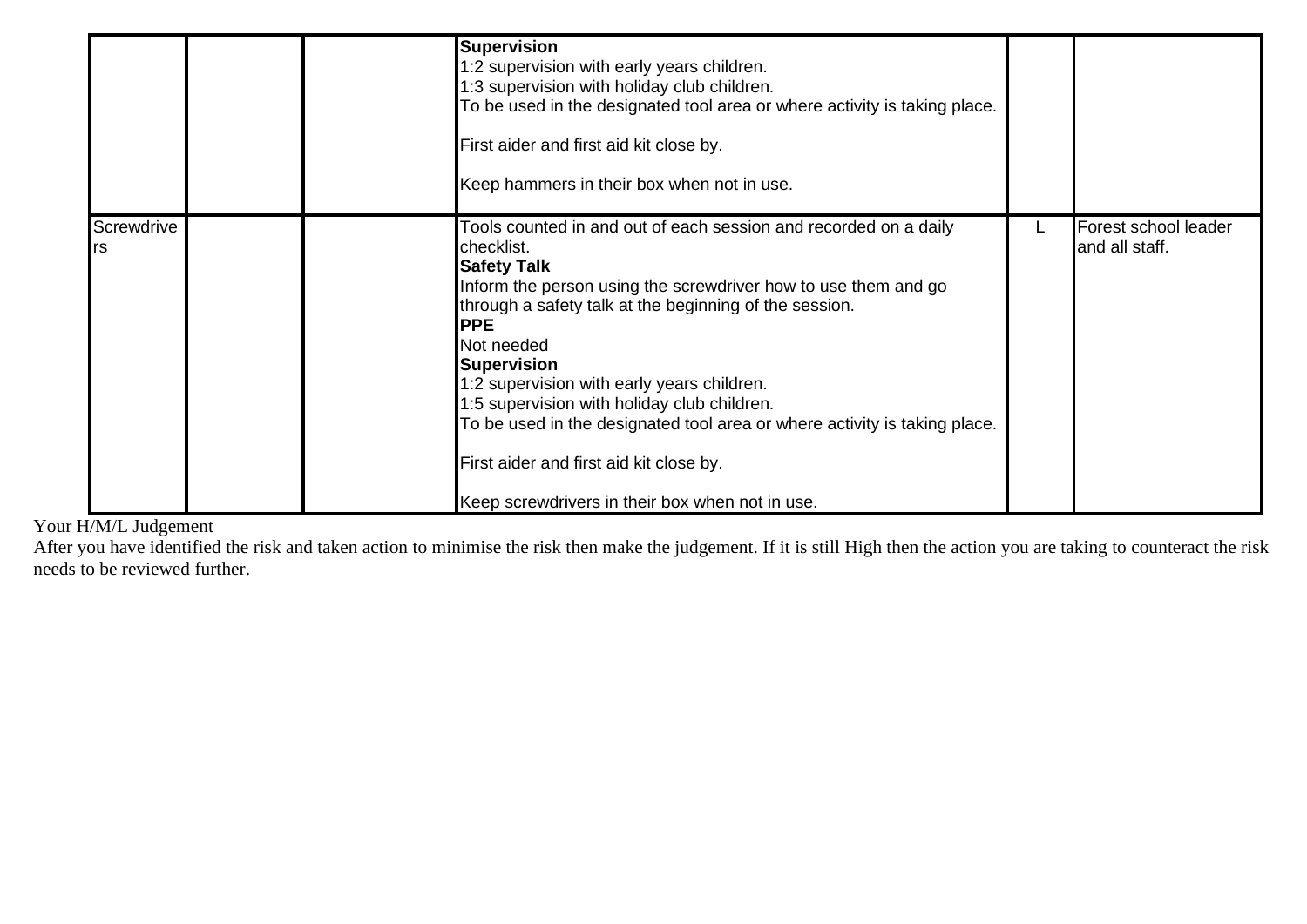| | | | | | |
|---|---|---|---|---|---|
| | | | **Supervision**<br>1:2 supervision with early years children.<br>1:3 supervision with holiday club children.<br>To be used in the designated tool area or where activity is taking place.<br><br>First aider and first aid kit close by.<br><br>Keep hammers in their box when not in use. | | |
| Screwdrivers | | | Tools counted in and out of each session and recorded on a daily checklist.<br>**Safety Talk**<br>Inform the person using the screwdriver how to use them and go through a safety talk at the beginning of the session.<br>**PPE**<br>Not needed<br>**Supervision**<br>1:2 supervision with early years children.<br>1:5 supervision with holiday club children.<br>To be used in the designated tool area or where activity is taking place.<br><br>First aider and first aid kit close by.<br><br>Keep screwdrivers in their box when not in use. | L | Forest school leader and all staff. |

Your H/M/L Judgement

After you have identified the risk and taken action to minimise the risk then make the judgement. If it is still High then the action you are taking to counteract the risk needs to be reviewed further.